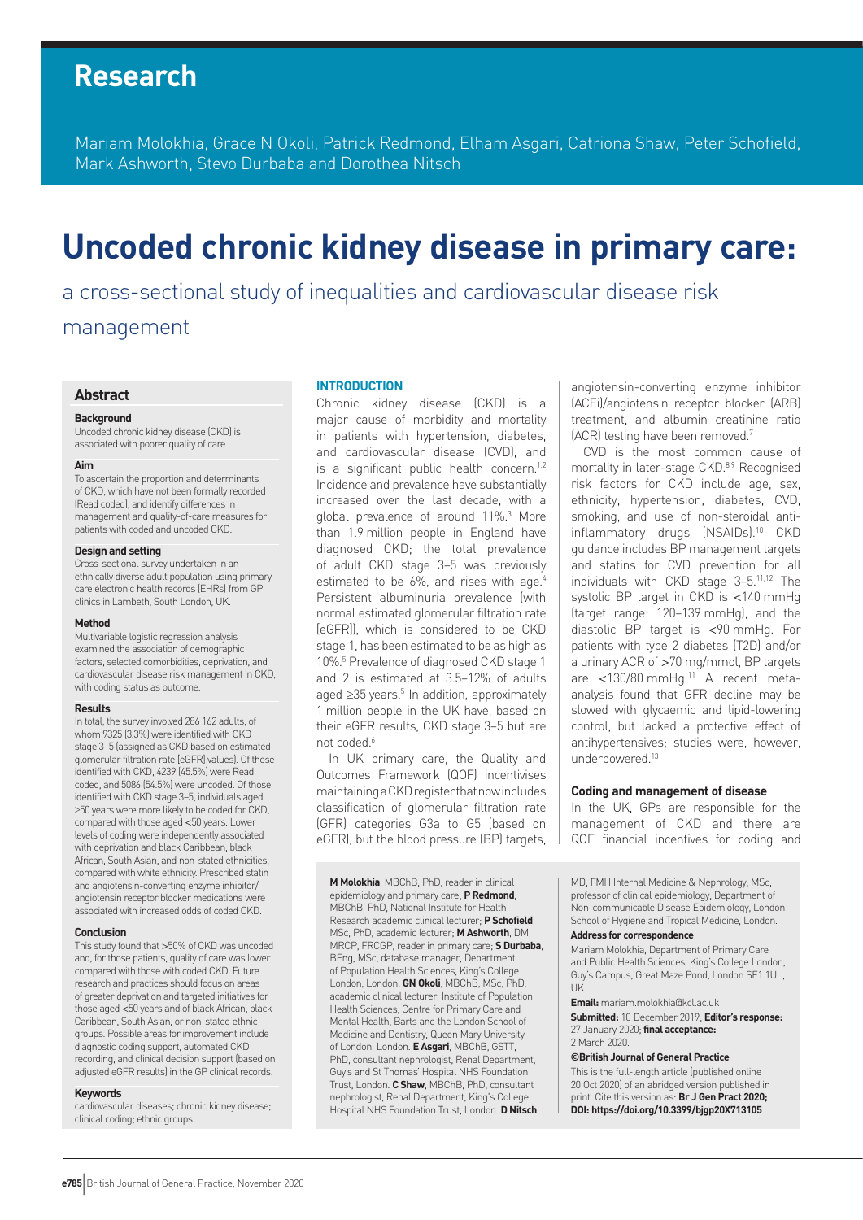# Research

Mariam Molokhia, Grace N Okoli, Patrick Redmond, Elham Asgari, Catriona Shaw, Peter Schofield, Mark Ashworth, Stevo Durbaba and Dorothea Nitsch

# Uncoded chronic kidney disease in primary care:

## a cross-sectional study of inequalities and cardiovascular disease risk management

## Abstract

### Background

Uncoded chronic kidney disease (CKD) is associated with poorer quality of care.

### Aim

To ascertain the proportion and determinants of CKD, which have not been formally recorded (Read coded), and identify differences in management and quality-of-care measures for patients with coded and uncoded CKD.

### Design and setting

Cross-sectional survey undertaken in an ethnically diverse adult population using primary care electronic health records (EHRs) from GP clinics in Lambeth, South London, UK.

### Method

Multivariable logistic regression analysis examined the association of demographic factors, selected comorbidities, deprivation, and cardiovascular disease risk management in CKD, with coding status as outcome.

### Results

In total, the survey involved 286 162 adults, of whom 9325 (3.3%) were identified with CKD stage 3–5 (assigned as CKD based on estimated glomerular filtration rate [eGFR] values). Of those identified with CKD, 4239 (45.5%) were Read coded, and 5086 (54.5%) were uncoded. Of those identified with CKD stage 3–5, individuals aged ≥50 years were more likely to be coded for CKD, compared with those aged <50 years. Lower levels of coding were independently associated with deprivation and black Caribbean, black African, South Asian, and non-stated ethnicities, compared with white ethnicity. Prescribed statin and angiotensin-converting enzyme inhibitor/ angiotensin receptor blocker medications were associated with increased odds of coded CKD.

### Conclusion

This study found that >50% of CKD was uncoded and, for those patients, quality of care was lower compared with those with coded CKD. Future research and practices should focus on areas of greater deprivation and targeted initiatives for those aged <50 years and of black African, black Caribbean, South Asian, or non-stated ethnic groups. Possible areas for improvement include diagnostic coding support, automated CKD recording, and clinical decision support (based on adjusted eGFR results) in the GP clinical records.

### Keywords

cardiovascular diseases; chronic kidney disease; clinical coding; ethnic groups.

## INTRODUCTION

Chronic kidney disease (CKD) is a major cause of morbidity and mortality in patients with hypertension, diabetes, and cardiovascular disease (CVD), and is a significant public health concern.[1,2] Incidence and prevalence have substantially increased over the last decade, with a global prevalence of around 11%.[3] More than 1.9 million people in England have diagnosed CKD; the total prevalence of adult CKD stage 3–5 was previously estimated to be 6%, and rises with age.[4] Persistent albuminuria prevalence (with normal estimated glomerular filtration rate [eGFR]), which is considered to be CKD stage 1, has been estimated to be as high as 10%.[5] Prevalence of diagnosed CKD stage 1 and 2 is estimated at 3.5–12% of adults aged ≥35 years.[5] In addition, approximately 1 million people in the UK have, based on their eGFR results, CKD stage 3–5 but are not coded.[6]

In UK primary care, the Quality and Outcomes Framework (QOF) incentivises maintaining a CKD register that now includes classification of glomerular filtration rate (GFR) categories G3a to G5 (based on eGFR), but the blood pressure (BP) targets, angiotensin-converting enzyme inhibitor (ACEi)/angiotensin receptor blocker (ARB) treatment, and albumin creatinine ratio (ACR) testing have been removed.[7]

CVD is the most common cause of mortality in later-stage CKD.[8,9] Recognised risk factors for CKD include age, sex, ethnicity, hypertension, diabetes, CVD, smoking, and use of non-steroidal anti-inflammatory drugs (NSAIDs).[10] CKD guidance includes BP management targets and statins for CVD prevention for all individuals with CKD stage 3–5.[11,12] The systolic BP target in CKD is <140 mmHg (target range: 120–139 mmHg), and the diastolic BP target is <90 mmHg. For patients with type 2 diabetes (T2D) and/or a urinary ACR of >70 mg/mmol, BP targets are <130/80 mmHg.[11] A recent meta-analysis found that GFR decline may be slowed with glycaemic and lipid-lowering control, but lacked a protective effect of antihypertensives; studies were, however, underpowered.[13]

### Coding and management of disease

In the UK, GPs are responsible for the management of CKD and there are QOF financial incentives for coding and

**M Molokhia**, MBChB, PhD, reader in clinical epidemiology and primary care; **P Redmond**, MBChB, PhD, National Institute for Health Research academic clinical lecturer; **P Schofield**, MSc, PhD, academic lecturer; **M Ashworth**, DM, MRCP, FRCGP, reader in primary care; **S Durbaba**, BEng, MSc, database manager, Department of Population Health Sciences, King's College London, London. **GN Okoli**, MBChB, MSc, PhD, academic clinical lecturer, Institute of Population Health Sciences, Centre for Primary Care and Mental Health, Barts and the London School of Medicine and Dentistry, Queen Mary University of London, London. **E Asgari**, MBChB, GSTT, PhD, consultant nephrologist, Renal Department, Guy's and St Thomas' Hospital NHS Foundation Trust, London. **C Shaw**, MBChB, PhD, consultant nephrologist, Renal Department, King's College Hospital NHS Foundation Trust, London. **D Nitsch**, MD, FMH Internal Medicine & Nephrology, MSc, professor of clinical epidemiology, Department of Non-communicable Disease Epidemiology, London School of Hygiene and Tropical Medicine, London.

**Address for correspondence**

Mariam Molokhia, Department of Primary Care and Public Health Sciences, King's College London, Guy's Campus, Great Maze Pond, London SE1 1UL, UK.

**Email:** mariam.molokhia@kcl.ac.uk

**Submitted:** 10 December 2019; **Editor's response:** 27 January 2020; **final acceptance:** 2 March 2020.

**©British Journal of General Practice**

This is the full-length article (published online 20 Oct 2020) of an abridged version published in print. Cite this version as: **Br J Gen Pract 2020; DOI: https://doi.org/10.3399/bjgp20X713105**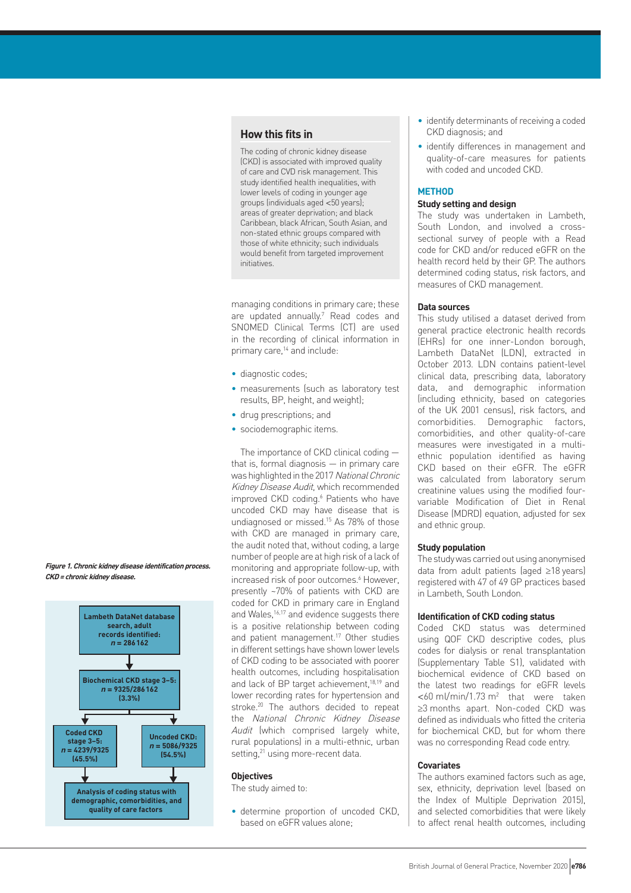## How this fits in

The coding of chronic kidney disease (CKD) is associated with improved quality of care and CVD risk management. This study identified health inequalities, with lower levels of coding in younger age groups (individuals aged <50 years); areas of greater deprivation; and black Caribbean, black African, South Asian, and non-stated ethnic groups compared with those of white ethnicity; such individuals would benefit from targeted improvement initiatives.

managing conditions in primary care; these are updated annually.[7] Read codes and SNOMED Clinical Terms (CT) are used in the recording of clinical information in primary care,[14] and include:

- diagnostic codes;
- measurements (such as laboratory test results, BP, height, and weight);
- drug prescriptions; and
- sociodemographic items.

The importance of CKD clinical coding — that is, formal diagnosis — in primary care was highlighted in the 2017 *National Chronic Kidney Disease Audit*, which recommended improved CKD coding.[6] Patients who have uncoded CKD may have disease that is undiagnosed or missed.[15] As 78% of those with CKD are managed in primary care, the audit noted that, without coding, a large number of people are at high risk of a lack of monitoring and appropriate follow-up, with increased risk of poor outcomes.[6] However, presently ~70% of patients with CKD are coded for CKD in primary care in England and Wales,[16,17] and evidence suggests there is a positive relationship between coding and patient management.[17] Other studies in different settings have shown lower levels of CKD coding to be associated with poorer health outcomes, including hospitalisation and lack of BP target achievement,[18,19] and lower recording rates for hypertension and stroke.[20] The authors decided to repeat the *National Chronic Kidney Disease Audit* (which comprised largely white, rural populations) in a multi-ethnic, urban setting,[21] using more-recent data.

### Objectives

The study aimed to:

- determine proportion of uncoded CKD, based on eGFR values alone;
- identify determinants of receiving a coded CKD diagnosis; and
- identify differences in management and quality-of-care measures for patients with coded and uncoded CKD.

## METHOD

### Study setting and design

The study was undertaken in Lambeth, South London, and involved a cross-sectional survey of people with a Read code for CKD and/or reduced eGFR on the health record held by their GP. The authors determined coding status, risk factors, and measures of CKD management.

### Data sources

This study utilised a dataset derived from general practice electronic health records (EHRs) for one inner-London borough, Lambeth DataNet (LDN), extracted in October 2013. LDN contains patient-level clinical data, prescribing data, laboratory data, and demographic information (including ethnicity, based on categories of the UK 2001 census), risk factors, and comorbidities. Demographic factors, comorbidities, and other quality-of-care measures were investigated in a multi-ethnic population identified as having CKD based on their eGFR. The eGFR was calculated from laboratory serum creatinine values using the modified four-variable Modification of Diet in Renal Disease (MDRD) equation, adjusted for sex and ethnic group.

### Study population

The study was carried out using anonymised data from adult patients (aged ≥18 years) registered with 47 of 49 GP practices based in Lambeth, South London.

### Identification of CKD coding status

Coded CKD status was determined using QOF CKD descriptive codes, plus codes for dialysis or renal transplantation (Supplementary Table S1), validated with biochemical evidence of CKD based on the latest two readings for eGFR levels <60 ml/min/1.73 m$^2$ that were taken ≥3 months apart. Non-coded CKD was defined as individuals who fitted the criteria for biochemical CKD, but for whom there was no corresponding Read code entry.

### Covariates

The authors examined factors such as age, sex, ethnicity, deprivation level (based on the Index of Multiple Deprivation 2015), and selected comorbidities that were likely to affect renal health outcomes, including

*Figure 1. Chronic kidney disease identification process. CKD = chronic kidney disease.*

Lambeth DataNet database search, adult records identified: n = 286 162
→ Biochemical CKD stage 3–5: n = 9325/286 162 (3.3%)
→ Coded CKD stage 3–5: n = 4239/9325 (45.5%) | Uncoded CKD: n = 5086/9325 (54.5%)
→ Analysis of coding status with demographic, comorbidities, and quality of care factors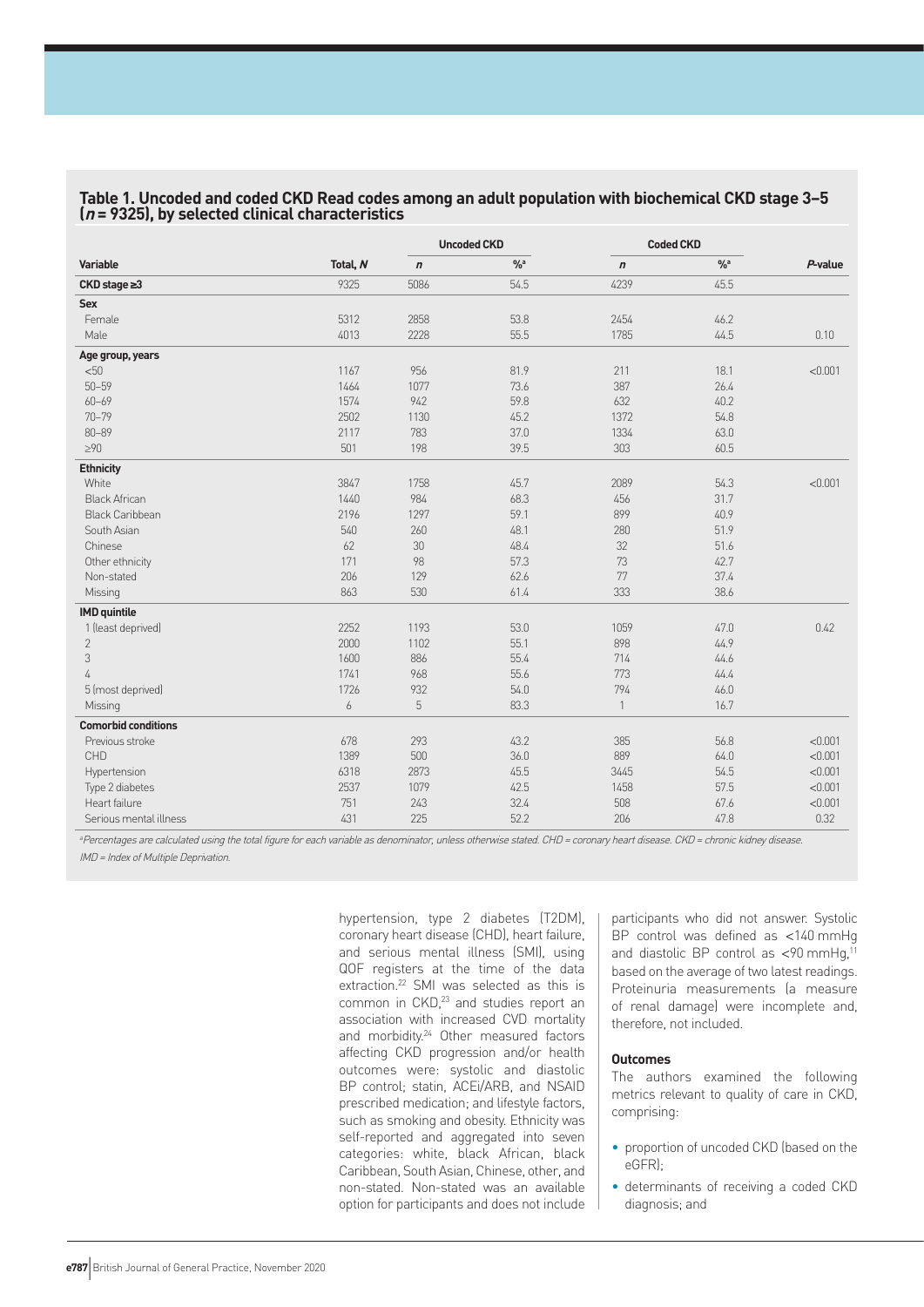**Table 1. Uncoded and coded CKD Read codes among an adult population with biochemical CKD stage 3–5 (*n* = 9325), by selected clinical characteristics**

| Variable | Total, *N* | Uncoded CKD | | Coded CKD | | *P*-value |
|---|---|---|---|---|---|---|
| | | *n* | %[a] | *n* | %[a] | |
| **CKD stage ≥3** | 9325 | 5086 | 54.5 | 4239 | 45.5 | |
| **Sex** | | | | | | |
| Female | 5312 | 2858 | 53.8 | 2454 | 46.2 | |
| Male | 4013 | 2228 | 55.5 | 1785 | 44.5 | 0.10 |
| **Age group, years** | | | | | | |
| <50 | 1167 | 956 | 81.9 | 211 | 18.1 | <0.001 |
| 50–59 | 1464 | 1077 | 73.6 | 387 | 26.4 | |
| 60–69 | 1574 | 942 | 59.8 | 632 | 40.2 | |
| 70–79 | 2502 | 1130 | 45.2 | 1372 | 54.8 | |
| 80–89 | 2117 | 783 | 37.0 | 1334 | 63.0 | |
| ≥90 | 501 | 198 | 39.5 | 303 | 60.5 | |
| **Ethnicity** | | | | | | |
| White | 3847 | 1758 | 45.7 | 2089 | 54.3 | <0.001 |
| Black African | 1440 | 984 | 68.3 | 456 | 31.7 | |
| Black Caribbean | 2196 | 1297 | 59.1 | 899 | 40.9 | |
| South Asian | 540 | 260 | 48.1 | 280 | 51.9 | |
| Chinese | 62 | 30 | 48.4 | 32 | 51.6 | |
| Other ethnicity | 171 | 98 | 57.3 | 73 | 42.7 | |
| Non-stated | 206 | 129 | 62.6 | 77 | 37.4 | |
| Missing | 863 | 530 | 61.4 | 333 | 38.6 | |
| **IMD quintile** | | | | | | |
| 1 (least deprived) | 2252 | 1193 | 53.0 | 1059 | 47.0 | 0.42 |
| 2 | 2000 | 1102 | 55.1 | 898 | 44.9 | |
| 3 | 1600 | 886 | 55.4 | 714 | 44.6 | |
| 4 | 1741 | 968 | 55.6 | 773 | 44.4 | |
| 5 (most deprived) | 1726 | 932 | 54.0 | 794 | 46.0 | |
| Missing | 6 | 5 | 83.3 | 1 | 16.7 | |
| **Comorbid conditions** | | | | | | |
| Previous stroke | 678 | 293 | 43.2 | 385 | 56.8 | <0.001 |
| CHD | 1389 | 500 | 36.0 | 889 | 64.0 | <0.001 |
| Hypertension | 6318 | 2873 | 45.5 | 3445 | 54.5 | <0.001 |
| Type 2 diabetes | 2537 | 1079 | 42.5 | 1458 | 57.5 | <0.001 |
| Heart failure | 751 | 243 | 32.4 | 508 | 67.6 | <0.001 |
| Serious mental illness | 431 | 225 | 52.2 | 206 | 47.8 | 0.32 |

*[a]Percentages are calculated using the total figure for each variable as denominator, unless otherwise stated. CHD = coronary heart disease. CKD = chronic kidney disease. IMD = Index of Multiple Deprivation.*

hypertension, type 2 diabetes (T2DM), coronary heart disease (CHD), heart failure, and serious mental illness (SMI), using QOF registers at the time of the data extraction.[22] SMI was selected as this is common in CKD,[23] and studies report an association with increased CVD mortality and morbidity.[24] Other measured factors affecting CKD progression and/or health outcomes were: systolic and diastolic BP control; statin, ACEi/ARB, and NSAID prescribed medication; and lifestyle factors, such as smoking and obesity. Ethnicity was self-reported and aggregated into seven categories: white, black African, black Caribbean, South Asian, Chinese, other, and non-stated. Non-stated was an available option for participants and does not include participants who did not answer. Systolic BP control was defined as <140 mmHg and diastolic BP control as <90 mmHg,[11] based on the average of two latest readings. Proteinuria measurements (a measure of renal damage) were incomplete and, therefore, not included.

### Outcomes

The authors examined the following metrics relevant to quality of care in CKD, comprising:

- proportion of uncoded CKD (based on the eGFR);
- determinants of receiving a coded CKD diagnosis; and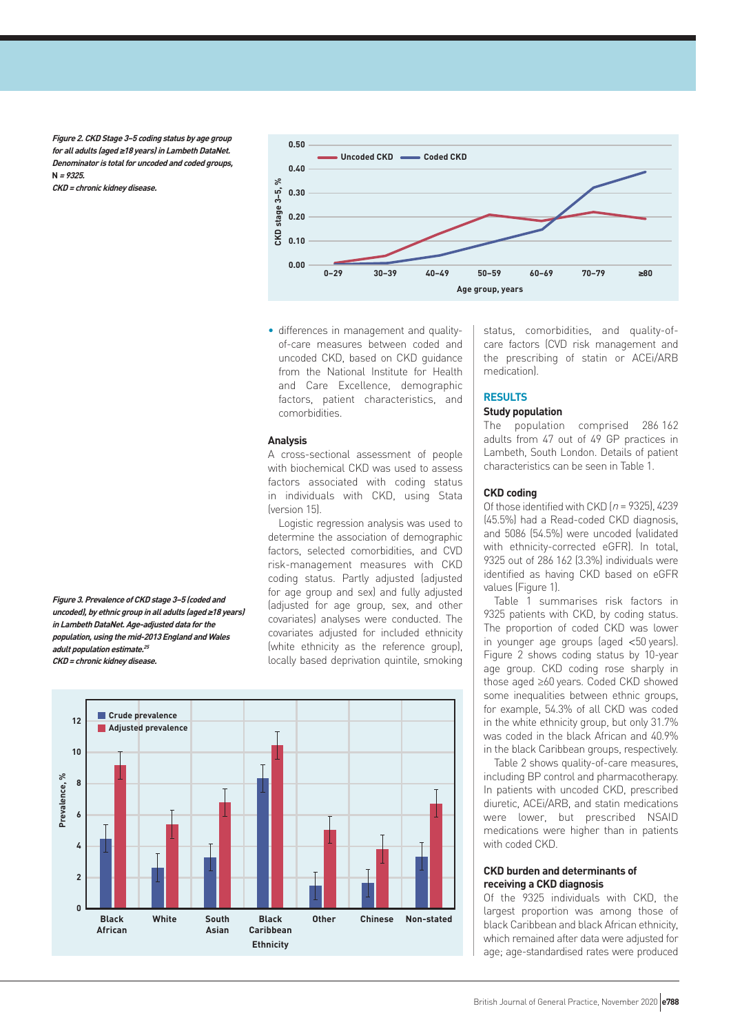*Figure 2. CKD Stage 3–5 coding status by age group for all adults (aged ≥18 years) in Lambeth DataNet. Denominator is total for uncoded and coded groups, N = 9325.*
*CKD = chronic kidney disease.*

*Figure 3. Prevalence of CKD stage 3–5 (coded and uncoded), by ethnic group in all adults (aged ≥18 years) in Lambeth DataNet. Age-adjusted data for the population, using the mid-2013 England and Wales adult population estimate.[25]*
*CKD = chronic kidney disease.*

- differences in management and quality-of-care measures between coded and uncoded CKD, based on CKD guidance from the National Institute for Health and Care Excellence, demographic factors, patient characteristics, and comorbidities.

### Analysis

A cross-sectional assessment of people with biochemical CKD was used to assess factors associated with coding status in individuals with CKD, using Stata (version 15).

Logistic regression analysis was used to determine the association of demographic factors, selected comorbidities, and CVD risk-management measures with CKD coding status. Partly adjusted (adjusted for age group and sex) and fully adjusted (adjusted for age group, sex, and other covariates) analyses were conducted. The covariates adjusted for included ethnicity (white ethnicity as the reference group), locally based deprivation quintile, smoking status, comorbidities, and quality-of-care factors (CVD risk management and the prescribing of statin or ACEi/ARB medication).

## RESULTS

### Study population

The population comprised 286 162 adults from 47 out of 49 GP practices in Lambeth, South London. Details of patient characteristics can be seen in Table 1.

### CKD coding

Of those identified with CKD ($n$ = 9325), 4239 (45.5%) had a Read-coded CKD diagnosis, and 5086 (54.5%) were uncoded (validated with ethnicity-corrected eGFR). In total, 9325 out of 286 162 (3.3%) individuals were identified as having CKD based on eGFR values (Figure 1).

Table 1 summarises risk factors in 9325 patients with CKD, by coding status. The proportion of coded CKD was lower in younger age groups (aged <50 years). Figure 2 shows coding status by 10-year age group. CKD coding rose sharply in those aged ≥60 years. Coded CKD showed some inequalities between ethnic groups, for example, 54.3% of all CKD was coded in the white ethnicity group, but only 31.7% was coded in the black African and 40.9% in the black Caribbean groups, respectively.

Table 2 shows quality-of-care measures, including BP control and pharmacotherapy. In patients with uncoded CKD, prescribed diuretic, ACEi/ARB, and statin medications were lower, but prescribed NSAID medications were higher than in patients with coded CKD.

### CKD burden and determinants of receiving a CKD diagnosis

Of the 9325 individuals with CKD, the largest proportion was among those of black Caribbean and black African ethnicity, which remained after data were adjusted for age; age-standardised rates were produced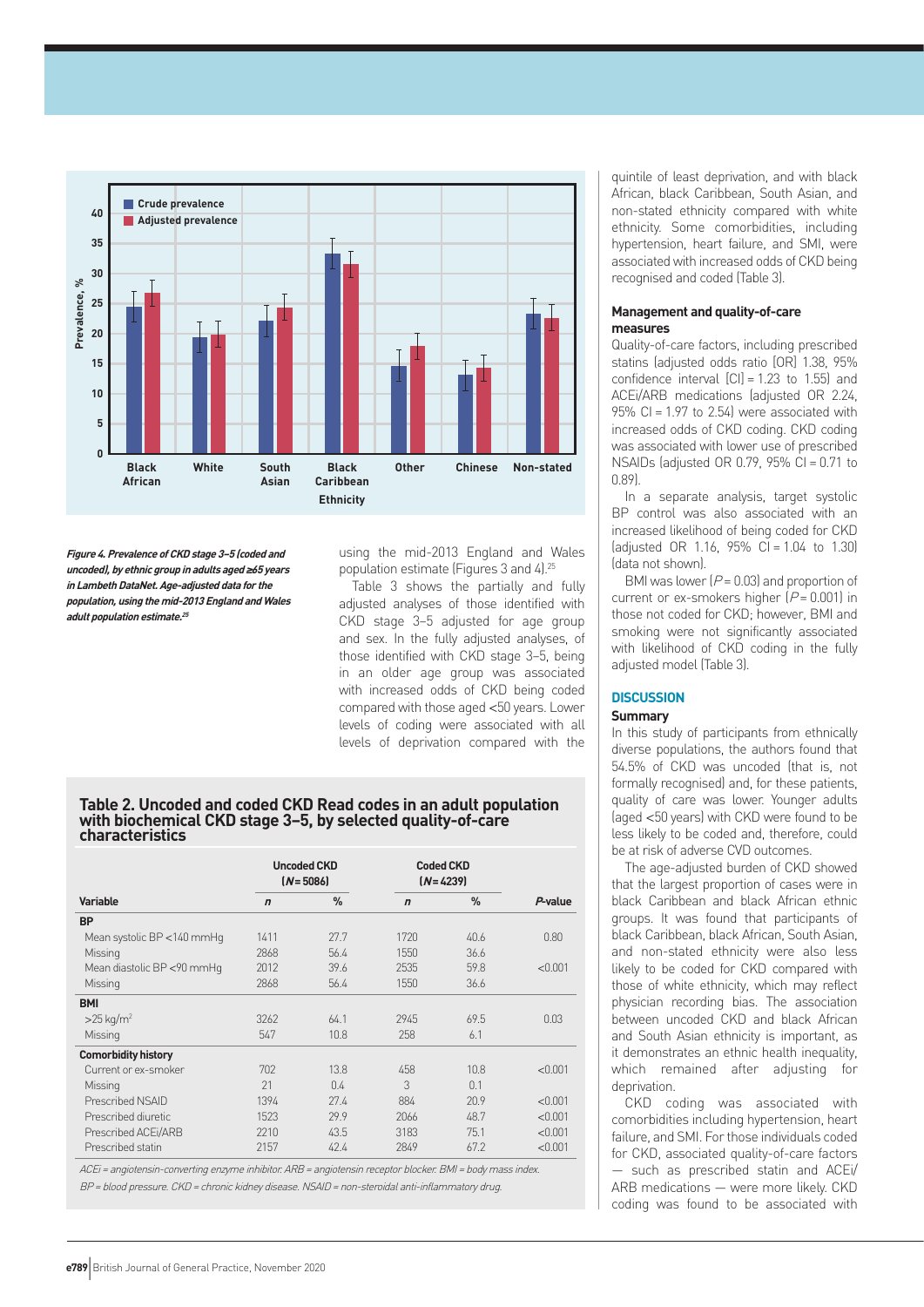Figure 4. Prevalence of CKD stage 3–5 (coded and uncoded), by ethnic group in adults aged ≥65 years in Lambeth DataNet. Age-adjusted data for the population, using the mid-2013 England and Wales adult population estimate.[25]

using the mid-2013 England and Wales population estimate (Figures 3 and 4).[25]

Table 3 shows the partially and fully adjusted analyses of those identified with CKD stage 3–5 adjusted for age group and sex. In the fully adjusted analyses, of those identified with CKD stage 3–5, being in an older age group was associated with increased odds of CKD being coded compared with those aged <50 years. Lower levels of coding were associated with all levels of deprivation compared with the quintile of least deprivation, and with black African, black Caribbean, South Asian, and non-stated ethnicity compared with white ethnicity. Some comorbidities, including hypertension, heart failure, and SMI, were associated with increased odds of CKD being recognised and coded (Table 3).

### Management and quality-of-care measures

Quality-of-care factors, including prescribed statins (adjusted odds ratio [OR] 1.38, 95% confidence interval [CI] = 1.23 to 1.55) and ACEi/ARB medications (adjusted OR 2.24, 95% CI = 1.97 to 2.54) were associated with increased odds of CKD coding. CKD coding was associated with lower use of prescribed NSAIDs (adjusted OR 0.79, 95% CI = 0.71 to 0.89).

In a separate analysis, target systolic BP control was also associated with an increased likelihood of being coded for CKD (adjusted OR 1.16, 95% CI = 1.04 to 1.30) (data not shown).

BMI was lower ($P$ = 0.03) and proportion of current or ex-smokers higher ($P$ = 0.001) in those not coded for CKD; however, BMI and smoking were not significantly associated with likelihood of CKD coding in the fully adjusted model (Table 3).

**Table 2. Uncoded and coded CKD Read codes in an adult population with biochemical CKD stage 3–5, by selected quality-of-care characteristics**

| Variable | Uncoded CKD ($N$ = 5086) | | Coded CKD ($N$ = 4239) | | $P$-value |
|---|---|---|---|---|---|
| | $n$ | % | $n$ | % | |
| **BP** | | | | | |
| Mean systolic BP <140 mmHg | 1411 | 27.7 | 1720 | 40.6 | 0.80 |
| Missing | 2868 | 56.4 | 1550 | 36.6 | |
| Mean diastolic BP <90 mmHg | 2012 | 39.6 | 2535 | 59.8 | <0.001 |
| Missing | 2868 | 56.4 | 1550 | 36.6 | |
| **BMI** | | | | | |
| >25 kg/m$^2$ | 3262 | 64.1 | 2945 | 69.5 | 0.03 |
| Missing | 547 | 10.8 | 258 | 6.1 | |
| **Comorbidity history** | | | | | |
| Current or ex-smoker | 702 | 13.8 | 458 | 10.8 | <0.001 |
| Missing | 21 | 0.4 | 3 | 0.1 | |
| Prescribed NSAID | 1394 | 27.4 | 884 | 20.9 | <0.001 |
| Prescribed diuretic | 1523 | 29.9 | 2066 | 48.7 | <0.001 |
| Prescribed ACEi/ARB | 2210 | 43.5 | 3183 | 75.1 | <0.001 |
| Prescribed statin | 2157 | 42.4 | 2849 | 67.2 | <0.001 |

*ACEi = angiotensin-converting enzyme inhibitor. ARB = angiotensin receptor blocker. BMI = body mass index. BP = blood pressure. CKD = chronic kidney disease. NSAID = non-steroidal anti-inflammatory drug.*

## DISCUSSION

### Summary

In this study of participants from ethnically diverse populations, the authors found that 54.5% of CKD was uncoded (that is, not formally recognised) and, for these patients, quality of care was lower. Younger adults (aged <50 years) with CKD were found to be less likely to be coded and, therefore, could be at risk of adverse CVD outcomes.

The age-adjusted burden of CKD showed that the largest proportion of cases were in black Caribbean and black African ethnic groups. It was found that participants of black Caribbean, black African, South Asian, and non-stated ethnicity were also less likely to be coded for CKD compared with those of white ethnicity, which may reflect physician recording bias. The association between uncoded CKD and black African and South Asian ethnicity is important, as it demonstrates an ethnic health inequality, which remained after adjusting for deprivation.

CKD coding was associated with comorbidities including hypertension, heart failure, and SMI. For those individuals coded for CKD, associated quality-of-care factors — such as prescribed statin and ACEi/ARB medications — were more likely. CKD coding was found to be associated with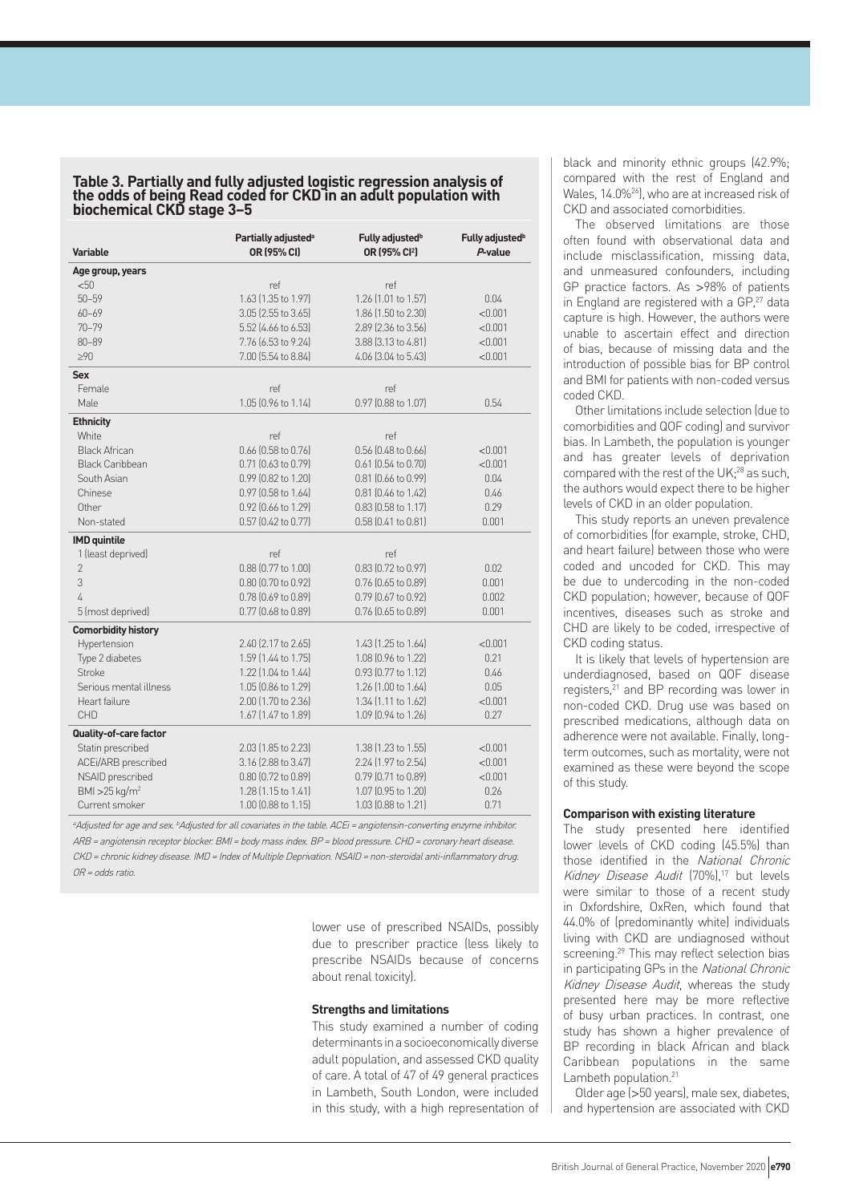**Table 3. Partially and fully adjusted logistic regression analysis of the odds of being Read coded for CKD in an adult population with biochemical CKD stage 3–5**

| Variable | Partially adjusted[a] OR (95% CI) | Fully adjusted[b] OR (95% CI[2]) | Fully adjusted[b] P-value |
|---|---|---|---|
| **Age group, years** | | | |
| <50 | ref | ref | |
| 50–59 | 1.63 (1.35 to 1.97) | 1.26 (1.01 to 1.57) | 0.04 |
| 60–69 | 3.05 (2.55 to 3.65) | 1.86 (1.50 to 2.30) | <0.001 |
| 70–79 | 5.52 (4.66 to 6.53) | 2.89 (2.36 to 3.56) | <0.001 |
| 80–89 | 7.76 (6.53 to 9.24) | 3.88 (3.13 to 4.81) | <0.001 |
| ≥90 | 7.00 (5.54 to 8.84) | 4.06 (3.04 to 5.43) | <0.001 |
| **Sex** | | | |
| Female | ref | ref | |
| Male | 1.05 (0.96 to 1.14) | 0.97 (0.88 to 1.07) | 0.54 |
| **Ethnicity** | | | |
| White | ref | ref | |
| Black African | 0.66 (0.58 to 0.76) | 0.56 (0.48 to 0.66) | <0.001 |
| Black Caribbean | 0.71 (0.63 to 0.79) | 0.61 (0.54 to 0.70) | <0.001 |
| South Asian | 0.99 (0.82 to 1.20) | 0.81 (0.66 to 0.99) | 0.04 |
| Chinese | 0.97 (0.58 to 1.64) | 0.81 (0.46 to 1.42) | 0.46 |
| Other | 0.92 (0.66 to 1.29) | 0.83 (0.58 to 1.17) | 0.29 |
| Non-stated | 0.57 (0.42 to 0.77) | 0.58 (0.41 to 0.81) | 0.001 |
| **IMD quintile** | | | |
| 1 (least deprived) | ref | ref | |
| 2 | 0.88 (0.77 to 1.00) | 0.83 (0.72 to 0.97) | 0.02 |
| 3 | 0.80 (0.70 to 0.92) | 0.76 (0.65 to 0.89) | 0.001 |
| 4 | 0.78 (0.69 to 0.89) | 0.79 (0.67 to 0.92) | 0.002 |
| 5 (most deprived) | 0.77 (0.68 to 0.89) | 0.76 (0.65 to 0.89) | 0.001 |
| **Comorbidity history** | | | |
| Hypertension | 2.40 (2.17 to 2.65) | 1.43 (1.25 to 1.64) | <0.001 |
| Type 2 diabetes | 1.59 (1.44 to 1.75) | 1.08 (0.96 to 1.22) | 0.21 |
| Stroke | 1.22 (1.04 to 1.44) | 0.93 (0.77 to 1.12) | 0.46 |
| Serious mental illness | 1.05 (0.86 to 1.29) | 1.26 (1.00 to 1.64) | 0.05 |
| Heart failure | 2.00 (1.70 to 2.36) | 1.34 (1.11 to 1.62) | <0.001 |
| CHD | 1.67 (1.47 to 1.89) | 1.09 (0.94 to 1.26) | 0.27 |
| **Quality-of-care factor** | | | |
| Statin prescribed | 2.03 (1.85 to 2.23) | 1.38 (1.23 to 1.55) | <0.001 |
| ACEi/ARB prescribed | 3.16 (2.88 to 3.47) | 2.24 (1.97 to 2.54) | <0.001 |
| NSAID prescribed | 0.80 (0.72 to 0.89) | 0.79 (0.71 to 0.89) | <0.001 |
| BMI >25 kg/m² | 1.28 (1.15 to 1.41) | 1.07 (0.95 to 1.20) | 0.26 |
| Current smoker | 1.00 (0.88 to 1.15) | 1.03 (0.88 to 1.21) | 0.71 |

[a]Adjusted for age and sex. [b]Adjusted for all covariates in the table. ACEi = angiotensin-converting enzyme inhibitor. ARB = angiotensin receptor blocker. BMI = body mass index. BP = blood pressure. CHD = coronary heart disease. CKD = chronic kidney disease. IMD = Index of Multiple Deprivation. NSAID = non-steroidal anti-inflammatory drug. OR = odds ratio.

lower use of prescribed NSAIDs, possibly due to prescriber practice (less likely to prescribe NSAIDs because of concerns about renal toxicity).

### Strengths and limitations

This study examined a number of coding determinants in a socioeconomically diverse adult population, and assessed CKD quality of care. A total of 47 of 49 general practices in Lambeth, South London, were included in this study, with a high representation of black and minority ethnic groups (42.9%; compared with the rest of England and Wales, 14.0%[26]), who are at increased risk of CKD and associated comorbidities.

The observed limitations are those often found with observational data and include misclassification, missing data, and unmeasured confounders, including GP practice factors. As >98% of patients in England are registered with a GP,[27] data capture is high. However, the authors were unable to ascertain effect and direction of bias, because of missing data and the introduction of possible bias for BP control and BMI for patients with non-coded versus coded CKD.

Other limitations include selection (due to comorbidities and QOF coding) and survivor bias. In Lambeth, the population is younger and has greater levels of deprivation compared with the rest of the UK;[28] as such, the authors would expect there to be higher levels of CKD in an older population.

This study reports an uneven prevalence of comorbidities (for example, stroke, CHD, and heart failure) between those who were coded and uncoded for CKD. This may be due to undercoding in the non-coded CKD population; however, because of QOF incentives, diseases such as stroke and CHD are likely to be coded, irrespective of CKD coding status.

It is likely that levels of hypertension are underdiagnosed, based on QOF disease registers,[21] and BP recording was lower in non-coded CKD. Drug use was based on prescribed medications, although data on adherence were not available. Finally, long-term outcomes, such as mortality, were not examined as these were beyond the scope of this study.

### Comparison with existing literature

The study presented here identified lower levels of CKD coding (45.5%) than those identified in the *National Chronic Kidney Disease Audit* (70%),[17] but levels were similar to those of a recent study in Oxfordshire, OxRen, which found that 44.0% of (predominantly white) individuals living with CKD are undiagnosed without screening.[29] This may reflect selection bias in participating GPs in the *National Chronic Kidney Disease Audit*, whereas the study presented here may be more reflective of busy urban practices. In contrast, one study has shown a higher prevalence of BP recording in black African and black Caribbean populations in the same Lambeth population.[21]

Older age (>50 years), male sex, diabetes, and hypertension are associated with CKD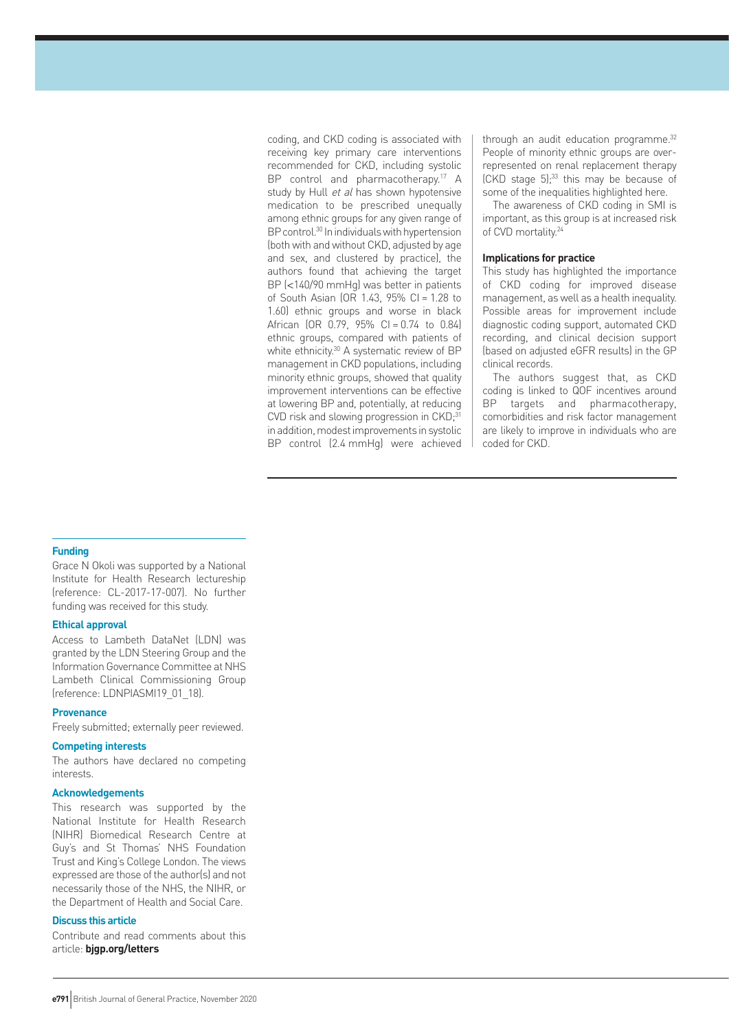coding, and CKD coding is associated with receiving key primary care interventions recommended for CKD, including systolic BP control and pharmacotherapy.[17] A study by Hull *et al* has shown hypotensive medication to be prescribed unequally among ethnic groups for any given range of BP control.[30] In individuals with hypertension (both with and without CKD, adjusted by age and sex, and clustered by practice), the authors found that achieving the target BP (<140/90 mmHg) was better in patients of South Asian (OR 1.43, 95% CI = 1.28 to 1.60) ethnic groups and worse in black African (OR 0.79, 95% CI = 0.74 to 0.84) ethnic groups, compared with patients of white ethnicity.[30] A systematic review of BP management in CKD populations, including minority ethnic groups, showed that quality improvement interventions can be effective at lowering BP and, potentially, at reducing CVD risk and slowing progression in CKD;[31] in addition, modest improvements in systolic BP control (2.4 mmHg) were achieved through an audit education programme.[32] People of minority ethnic groups are over-represented on renal replacement therapy (CKD stage 5);[33] this may be because of some of the inequalities highlighted here.

The awareness of CKD coding in SMI is important, as this group is at increased risk of CVD mortality.[24]

### Implications for practice

This study has highlighted the importance of CKD coding for improved disease management, as well as a health inequality. Possible areas for improvement include diagnostic coding support, automated CKD recording, and clinical decision support (based on adjusted eGFR results) in the GP clinical records.

The authors suggest that, as CKD coding is linked to QOF incentives around BP targets and pharmacotherapy, comorbidities and risk factor management are likely to improve in individuals who are coded for CKD.

#### Funding

Grace N Okoli was supported by a National Institute for Health Research lectureship (reference: CL-2017-17-007). No further funding was received for this study.

#### Ethical approval

Access to Lambeth DataNet (LDN) was granted by the LDN Steering Group and the Information Governance Committee at NHS Lambeth Clinical Commissioning Group (reference: LDNPIASMI19_01_18).

#### Provenance

Freely submitted; externally peer reviewed.

#### Competing interests

The authors have declared no competing interests.

#### Acknowledgements

This research was supported by the National Institute for Health Research (NIHR) Biomedical Research Centre at Guy's and St Thomas' NHS Foundation Trust and King's College London. The views expressed are those of the author(s) and not necessarily those of the NHS, the NIHR, or the Department of Health and Social Care.

#### Discuss this article

Contribute and read comments about this article: **bjgp.org/letters**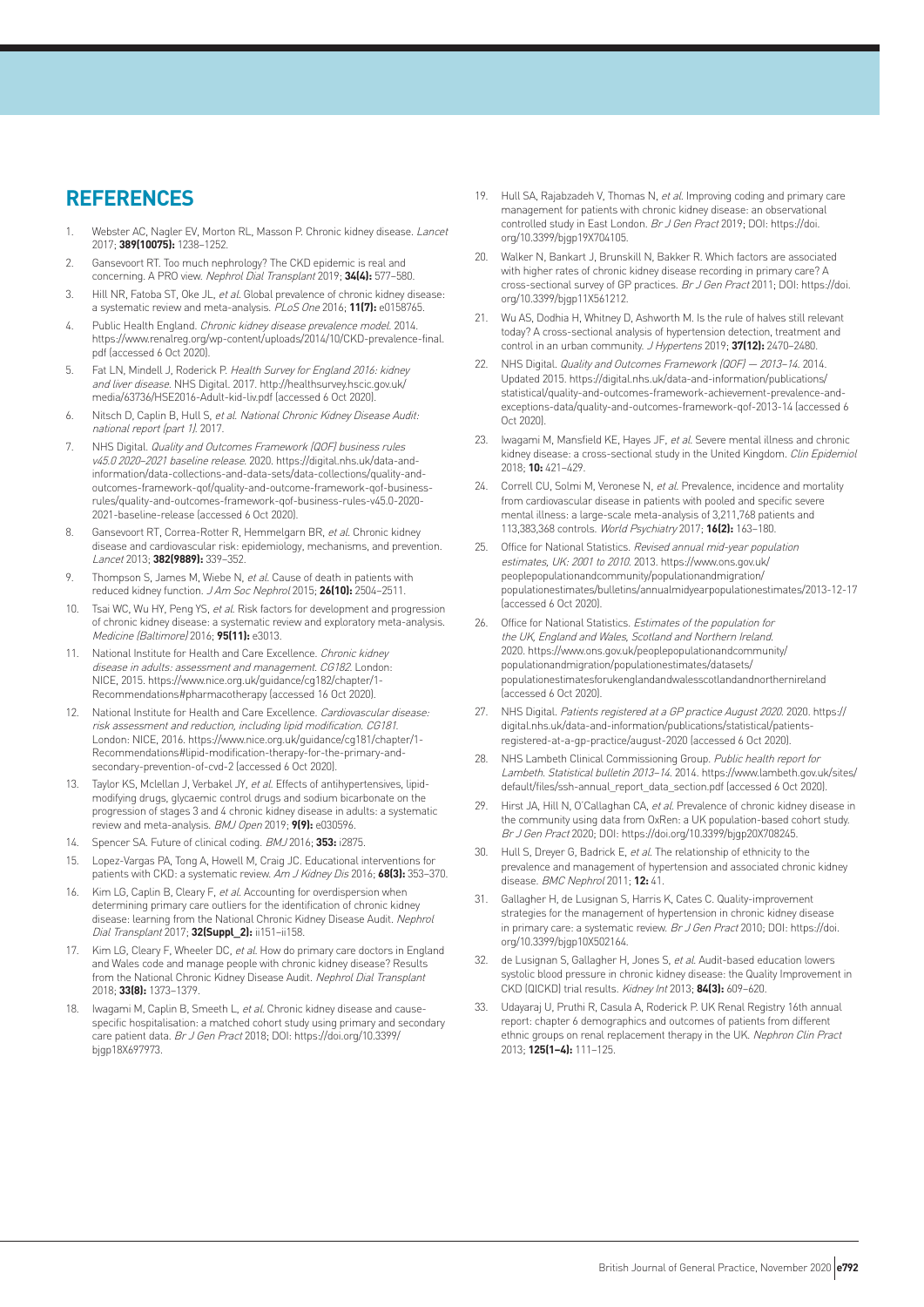## REFERENCES

1. Webster AC, Nagler EV, Morton RL, Masson P. Chronic kidney disease. *Lancet* 2017; **389(10075):** 1238–1252.
2. Gansevoort RT. Too much nephrology? The CKD epidemic is real and concerning. A PRO view. *Nephrol Dial Transplant* 2019; **34(4):** 577–580.
3. Hill NR, Fatoba ST, Oke JL, *et al.* Global prevalence of chronic kidney disease: a systematic review and meta-analysis. *PLoS One* 2016; **11(7):** e0158765.
4. Public Health England. *Chronic kidney disease prevalence model.* 2014. https://www.renalreg.org/wp-content/uploads/2014/10/CKD-prevalence-final.pdf (accessed 6 Oct 2020).
5. Fat LN, Mindell J, Roderick P. *Health Survey for England 2016: kidney and liver disease.* NHS Digital. 2017. http://healthsurvey.hscic.gov.uk/media/63736/HSE2016-Adult-kid-liv.pdf (accessed 6 Oct 2020).
6. Nitsch D, Caplin B, Hull S, *et al. National Chronic Kidney Disease Audit: national report (part 1).* 2017.
7. NHS Digital. *Quality and Outcomes Framework (QOF) business rules v45.0 2020–2021 baseline release.* 2020. https://digital.nhs.uk/data-and-information/data-collections-and-data-sets/data-collections/quality-and-outcomes-framework-qof/quality-and-outcome-framework-qof-business-rules/quality-and-outcomes-framework-qof-business-rules-v45.0-2020-2021-baseline-release (accessed 6 Oct 2020).
8. Gansevoort RT, Correa-Rotter R, Hemmelgarn BR, *et al.* Chronic kidney disease and cardiovascular risk: epidemiology, mechanisms, and prevention. *Lancet* 2013; **382(9889):** 339–352.
9. Thompson S, James M, Wiebe N, *et al.* Cause of death in patients with reduced kidney function. *J Am Soc Nephrol* 2015; **26(10):** 2504–2511.
10. Tsai WC, Wu HY, Peng YS, *et al.* Risk factors for development and progression of chronic kidney disease: a systematic review and exploratory meta-analysis. *Medicine (Baltimore)* 2016; **95(11):** e3013.
11. National Institute for Health and Care Excellence. *Chronic kidney disease in adults: assessment and management. CG182.* London: NICE, 2015. https://www.nice.org.uk/guidance/cg182/chapter/1-Recommendations#pharmacotherapy (accessed 16 Oct 2020).
12. National Institute for Health and Care Excellence. *Cardiovascular disease: risk assessment and reduction, including lipid modification. CG181.* London: NICE, 2016. https://www.nice.org.uk/guidance/cg181/chapter/1-Recommendations#lipid-modification-therapy-for-the-primary-and-secondary-prevention-of-cvd-2 (accessed 6 Oct 2020).
13. Taylor KS, Mclellan J, Verbakel JY, *et al.* Effects of antihypertensives, lipid-modifying drugs, glycaemic control drugs and sodium bicarbonate on the progression of stages 3 and 4 chronic kidney disease in adults: a systematic review and meta-analysis. *BMJ Open* 2019; **9(9):** e030596.
14. Spencer SA. Future of clinical coding. *BMJ* 2016; **353:** i2875.
15. Lopez-Vargas PA, Tong A, Howell M, Craig JC. Educational interventions for patients with CKD: a systematic review. *Am J Kidney Dis* 2016; **68(3):** 353–370.
16. Kim LG, Caplin B, Cleary F, *et al.* Accounting for overdispersion when determining primary care outliers for the identification of chronic kidney disease: learning from the National Chronic Kidney Disease Audit. *Nephrol Dial Transplant* 2017; **32(Suppl_2):** ii151–ii158.
17. Kim LG, Cleary F, Wheeler DC, *et al.* How do primary care doctors in England and Wales code and manage people with chronic kidney disease? Results from the National Chronic Kidney Disease Audit. *Nephrol Dial Transplant* 2018; **33(8):** 1373–1379.
18. Iwagami M, Caplin B, Smeeth L, *et al.* Chronic kidney disease and cause-specific hospitalisation: a matched cohort study using primary and secondary care patient data. *Br J Gen Pract* 2018; DOI: https://doi.org/10.3399/bjgp18X697973.
19. Hull SA, Rajabzadeh V, Thomas N, *et al.* Improving coding and primary care management for patients with chronic kidney disease: an observational controlled study in East London. *Br J Gen Pract* 2019; DOI: https://doi.org/10.3399/bjgp19X704105.
20. Walker N, Bankart J, Brunskill N, Bakker R. Which factors are associated with higher rates of chronic kidney disease recording in primary care? A cross-sectional survey of GP practices. *Br J Gen Pract* 2011; DOI: https://doi.org/10.3399/bjgp11X561212.
21. Wu AS, Dodhia H, Whitney D, Ashworth M. Is the rule of halves still relevant today? A cross-sectional analysis of hypertension detection, treatment and control in an urban community. *J Hypertens* 2019; **37(12):** 2470–2480.
22. NHS Digital. *Quality and Outcomes Framework (QOF) — 2013–14.* 2014. Updated 2015. https://digital.nhs.uk/data-and-information/publications/statistical/quality-and-outcomes-framework-achievement-prevalence-and-exceptions-data/quality-and-outcomes-framework-qof-2013-14 (accessed 6 Oct 2020).
23. Iwagami M, Mansfield KE, Hayes JF, *et al.* Severe mental illness and chronic kidney disease: a cross-sectional study in the United Kingdom. *Clin Epidemiol* 2018; **10:** 421–429.
24. Correll CU, Solmi M, Veronese N, *et al.* Prevalence, incidence and mortality from cardiovascular disease in patients with pooled and specific severe mental illness: a large-scale meta-analysis of 3,211,768 patients and 113,383,368 controls. *World Psychiatry* 2017; **16(2):** 163–180.
25. Office for National Statistics. *Revised annual mid-year population estimates, UK: 2001 to 2010.* 2013. https://www.ons.gov.uk/peoplepopulationandcommunity/populationandmigration/populationestimates/bulletins/annualmidyearpopulationestimates/2013-12-17 (accessed 6 Oct 2020).
26. Office for National Statistics. *Estimates of the population for the UK, England and Wales, Scotland and Northern Ireland.* 2020. https://www.ons.gov.uk/peoplepopulationandcommunity/populationandmigration/populationestimates/datasets/populationestimatesforukenglandandwalesscotlandandnorthernireland (accessed 6 Oct 2020).
27. NHS Digital. *Patients registered at a GP practice August 2020.* 2020. https://digital.nhs.uk/data-and-information/publications/statistical/patients-registered-at-a-gp-practice/august-2020 (accessed 6 Oct 2020).
28. NHS Lambeth Clinical Commissioning Group. *Public health report for Lambeth. Statistical bulletin 2013–14.* 2014. https://www.lambeth.gov.uk/sites/default/files/ssh-annual_report_data_section.pdf (accessed 6 Oct 2020).
29. Hirst JA, Hill N, O'Callaghan CA, *et al.* Prevalence of chronic kidney disease in the community using data from OxRen: a UK population-based cohort study. *Br J Gen Pract* 2020; DOI: https://doi.org/10.3399/bjgp20X708245.
30. Hull S, Dreyer G, Badrick E, *et al.* The relationship of ethnicity to the prevalence and management of hypertension and associated chronic kidney disease. *BMC Nephrol* 2011; **12:** 41.
31. Gallagher H, de Lusignan S, Harris K, Cates C. Quality-improvement strategies for the management of hypertension in chronic kidney disease in primary care: a systematic review. *Br J Gen Pract* 2010; DOI: https://doi.org/10.3399/bjgp10X502164.
32. de Lusignan S, Gallagher H, Jones S, *et al.* Audit-based education lowers systolic blood pressure in chronic kidney disease: the Quality Improvement in CKD (QICKD) trial results. *Kidney Int* 2013; **84(3):** 609–620.
33. Udayaraj U, Pruthi R, Casula A, Roderick P. UK Renal Registry 16th annual report: chapter 6 demographics and outcomes of patients from different ethnic groups on renal replacement therapy in the UK. *Nephron Clin Pract* 2013; **125(1–4):** 111–125.